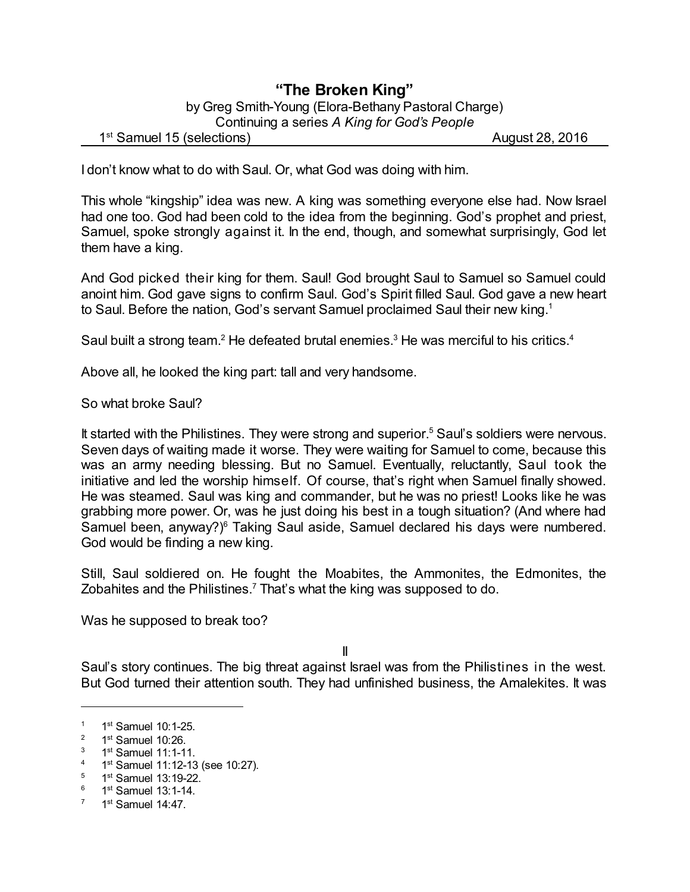# "The Broken King"

by Greg Smith-Young (Elora-Bethany Pastoral Charge)
Continuing a series *A King for God's People*

1st Samuel 15 (selections) — August 28, 2016

I don't know what to do with Saul. Or, what God was doing with him.

This whole "kingship" idea was new. A king was something everyone else had. Now Israel had one too. God had been cold to the idea from the beginning. God's prophet and priest, Samuel, spoke strongly against it. In the end, though, and somewhat surprisingly, God let them have a king.

And God picked their king for them. Saul! God brought Saul to Samuel so Samuel could anoint him. God gave signs to confirm Saul. God's Spirit filled Saul. God gave a new heart to Saul. Before the nation, God's servant Samuel proclaimed Saul their new king.[1]

Saul built a strong team.[2] He defeated brutal enemies.[3] He was merciful to his critics.[4]

Above all, he looked the king part: tall and very handsome.

So what broke Saul?

It started with the Philistines. They were strong and superior.[5] Saul's soldiers were nervous. Seven days of waiting made it worse. They were waiting for Samuel to come, because this was an army needing blessing. But no Samuel. Eventually, reluctantly, Saul took the initiative and led the worship himself. Of course, that's right when Samuel finally showed. He was steamed. Saul was king and commander, but he was no priest! Looks like he was grabbing more power. Or, was he just doing his best in a tough situation? (And where had Samuel been, anyway?)[6] Taking Saul aside, Samuel declared his days were numbered. God would be finding a new king.

Still, Saul soldiered on. He fought the Moabites, the Ammonites, the Edmonites, the Zobahites and the Philistines.[7] That's what the king was supposed to do.

Was he supposed to break too?

II

Saul's story continues. The big threat against Israel was from the Philistines in the west. But God turned their attention south. They had unfinished business, the Amalekites. It was

---

[1] 1st Samuel 10:1-25.
[2] 1st Samuel 10:26.
[3] 1st Samuel 11:1-11.
[4] 1st Samuel 11:12-13 (see 10:27).
[5] 1st Samuel 13:19-22.
[6] 1st Samuel 13:1-14.
[7] 1st Samuel 14:47.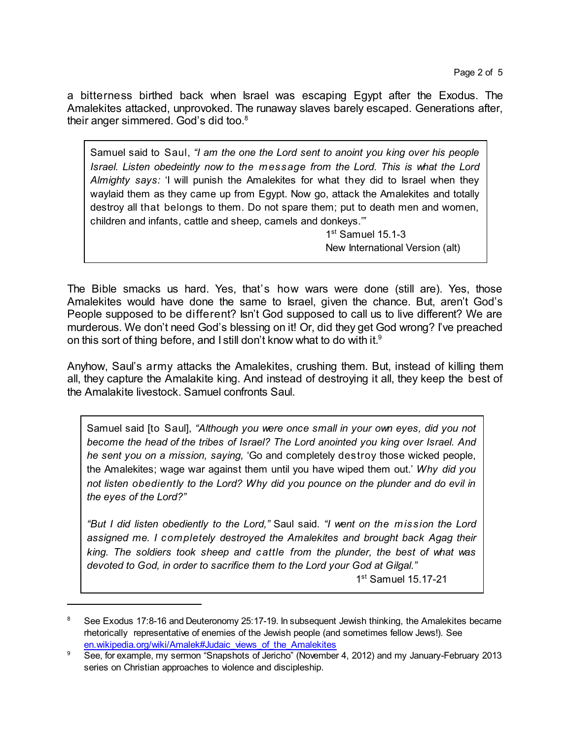a bitterness birthed back when Israel was escaping Egypt after the Exodus. The Amalekites attacked, unprovoked. The runaway slaves barely escaped. Generations after, their anger simmered. God's did too.[8]

> Samuel said to Saul, *"I am the one the Lord sent to anoint you king over his people Israel. Listen obedeintly now to the message from the Lord. This is what the Lord Almighty says:* 'I will punish the Amalekites for what they did to Israel when they waylaid them as they came up from Egypt. Now go, attack the Amalekites and totally destroy all that belongs to them. Do not spare them; put to death men and women, children and infants, cattle and sheep, camels and donkeys.'"
>
> 1st Samuel 15.1-3
> New International Version (alt)

The Bible smacks us hard. Yes, that's how wars were done (still are). Yes, those Amalekites would have done the same to Israel, given the chance. But, aren't God's People supposed to be different? Isn't God supposed to call us to live different? We are murderous. We don't need God's blessing on it! Or, did they get God wrong? I've preached on this sort of thing before, and I still don't know what to do with it.[9]

Anyhow, Saul's army attacks the Amalekites, crushing them. But, instead of killing them all, they capture the Amalakite king. And instead of destroying it all, they keep the best of the Amalakite livestock. Samuel confronts Saul.

> Samuel said [to Saul], *"Although you were once small in your own eyes, did you not become the head of the tribes of Israel? The Lord anointed you king over Israel. And he sent you on a mission, saying,* 'Go and completely destroy those wicked people, the Amalekites; wage war against them until you have wiped them out.' *Why did you not listen obediently to the Lord? Why did you pounce on the plunder and do evil in the eyes of the Lord?"*
>
> *"But I did listen obediently to the Lord,"* Saul said. *"I went on the mission the Lord assigned me. I completely destroyed the Amalekites and brought back Agag their king. The soldiers took sheep and cattle from the plunder, the best of what was devoted to God, in order to sacrifice them to the Lord your God at Gilgal."*
>
> 1st Samuel 15.17-21

---

[8] See Exodus 17:8-16 and Deuteronomy 25:17-19. In subsequent Jewish thinking, the Amalekites became rhetorically representative of enemies of the Jewish people (and sometimes fellow Jews!). See en.wikipedia.org/wiki/Amalek#Judaic_views_of_the_Amalekites

[9] See, for example, my sermon "Snapshots of Jericho" (November 4, 2012) and my January-February 2013 series on Christian approaches to violence and discipleship.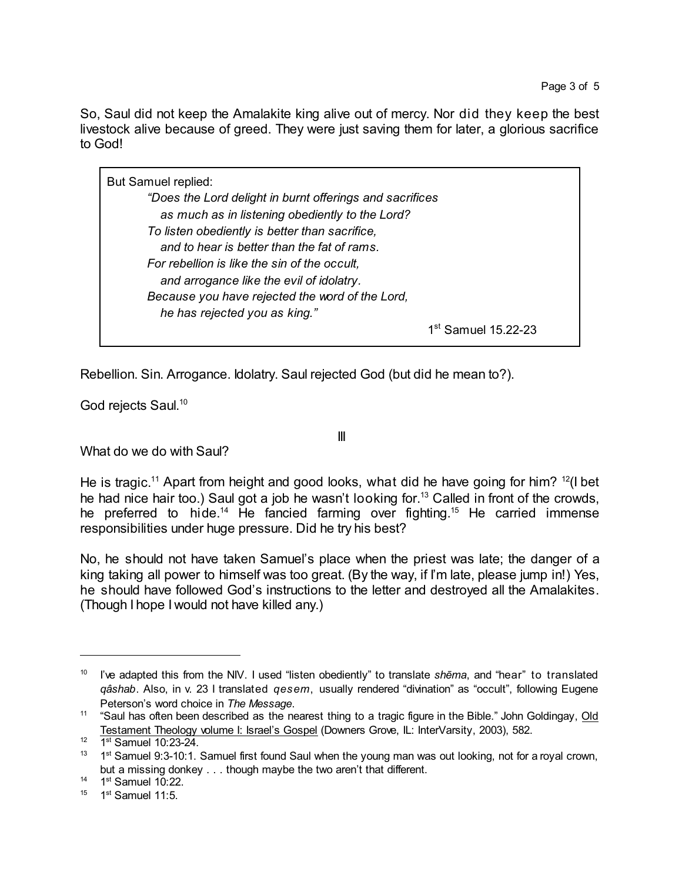So, Saul did not keep the Amalakite king alive out of mercy. Nor did they keep the best livestock alive because of greed. They were just saving them for later, a glorious sacrifice to God!

> But Samuel replied:
>
> *"Does the Lord delight in burnt offerings and sacrifices*
> *as much as in listening obediently to the Lord?*
> *To listen obediently is better than sacrifice,*
> *and to hear is better than the fat of rams.*
> *For rebellion is like the sin of the occult,*
> *and arrogance like the evil of idolatry.*
> *Because you have rejected the word of the Lord,*
> *he has rejected you as king."*
>
> 1st Samuel 15.22-23

Rebellion. Sin. Arrogance. Idolatry. Saul rejected God (but did he mean to?).

God rejects Saul.[10]

## III

What do we do with Saul?

He is tragic.[11] Apart from height and good looks, what did he have going for him? [12](I bet he had nice hair too.) Saul got a job he wasn't looking for.[13] Called in front of the crowds, he preferred to hide.[14] He fancied farming over fighting.[15] He carried immense responsibilities under huge pressure. Did he try his best?

No, he should not have taken Samuel's place when the priest was late; the danger of a king taking all power to himself was too great. (By the way, if I'm late, please jump in!) Yes, he should have followed God's instructions to the letter and destroyed all the Amalakites. (Though I hope I would not have killed any.)

---

[10] I've adapted this from the NIV. I used "listen obediently" to translate *shēma*, and "hear" to translated *qâshab*. Also, in v. 23 I translated *qesem*, usually rendered "divination" as "occult", following Eugene Peterson's word choice in *The Message*.

[11] "Saul has often been described as the nearest thing to a tragic figure in the Bible." John Goldingay, Old Testament Theology volume I: Israel's Gospel (Downers Grove, IL: InterVarsity, 2003), 582.

[12] 1st Samuel 10:23-24.

[13] 1st Samuel 9:3-10:1. Samuel first found Saul when the young man was out looking, not for a royal crown, but a missing donkey . . . though maybe the two aren't that different.

[14] 1st Samuel 10:22.

[15] 1st Samuel 11:5.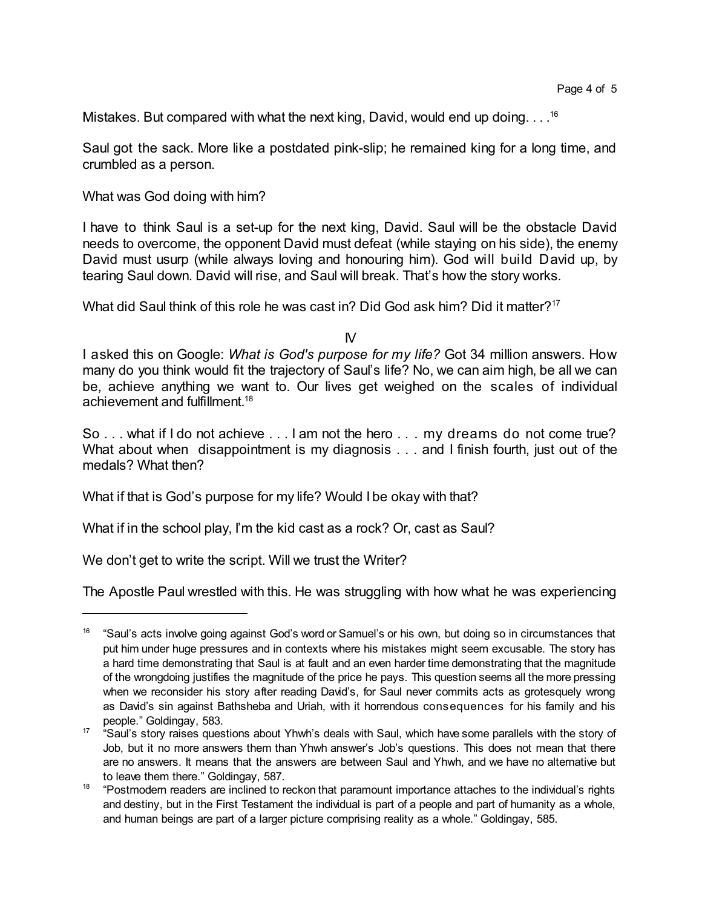Mistakes. But compared with what the next king, David, would end up doing. . . .[16]

Saul got the sack. More like a postdated pink-slip; he remained king for a long time, and crumbled as a person.

What was God doing with him?

I have to think Saul is a set-up for the next king, David. Saul will be the obstacle David needs to overcome, the opponent David must defeat (while staying on his side), the enemy David must usurp (while always loving and honouring him). God will build David up, by tearing Saul down. David will rise, and Saul will break. That's how the story works.

What did Saul think of this role he was cast in? Did God ask him? Did it matter?[17]

## IV

I asked this on Google: *What is God's purpose for my life?* Got 34 million answers. How many do you think would fit the trajectory of Saul's life? No, we can aim high, be all we can be, achieve anything we want to. Our lives get weighed on the scales of individual achievement and fulfillment.[18]

So . . . what if I do not achieve . . . I am not the hero . . . my dreams do not come true? What about when disappointment is my diagnosis . . . and I finish fourth, just out of the medals? What then?

What if that is God's purpose for my life? Would I be okay with that?

What if in the school play, I'm the kid cast as a rock? Or, cast as Saul?

We don't get to write the script. Will we trust the Writer?

The Apostle Paul wrestled with this. He was struggling with how what he was experiencing

---

[16] "Saul's acts involve going against God's word or Samuel's or his own, but doing so in circumstances that put him under huge pressures and in contexts where his mistakes might seem excusable. The story has a hard time demonstrating that Saul is at fault and an even harder time demonstrating that the magnitude of the wrongdoing justifies the magnitude of the price he pays. This question seems all the more pressing when we reconsider his story after reading David's, for Saul never commits acts as grotesquely wrong as David's sin against Bathsheba and Uriah, with it horrendous consequences for his family and his people." Goldingay, 583.

[17] "Saul's story raises questions about Yhwh's deals with Saul, which have some parallels with the story of Job, but it no more answers them than Yhwh answer's Job's questions. This does not mean that there are no answers. It means that the answers are between Saul and Yhwh, and we have no alternative but to leave them there." Goldingay, 587.

[18] "Postmodern readers are inclined to reckon that paramount importance attaches to the individual's rights and destiny, but in the First Testament the individual is part of a people and part of humanity as a whole, and human beings are part of a larger picture comprising reality as a whole." Goldingay, 585.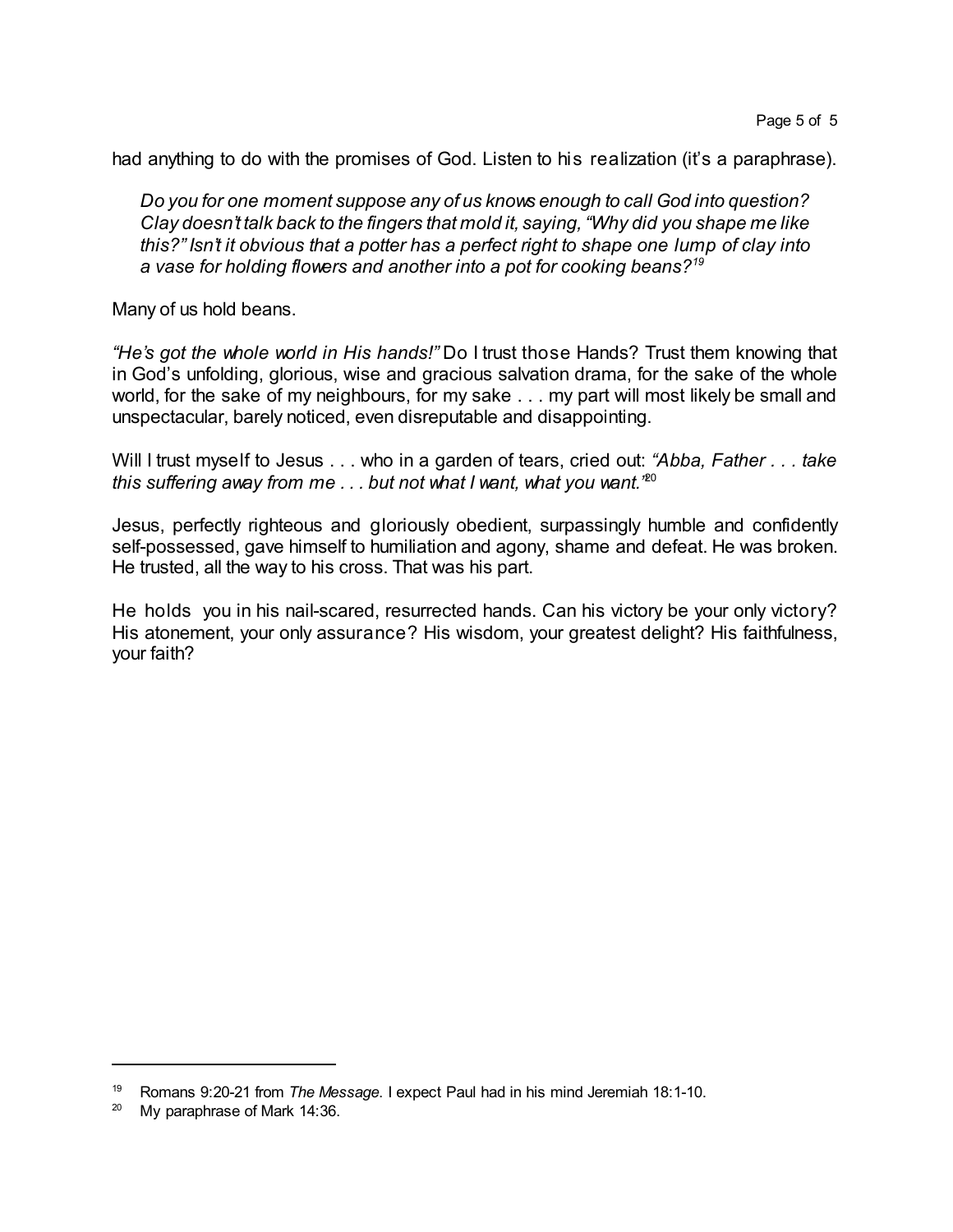had anything to do with the promises of God. Listen to his realization (it's a paraphrase).

> *Do you for one moment suppose any of us knows enough to call God into question? Clay doesn't talk back to the fingers that mold it, saying, "Why did you shape me like this?" Isn't it obvious that a potter has a perfect right to shape one lump of clay into a vase for holding flowers and another into a pot for cooking beans?*[19]

Many of us hold beans.

*"He's got the whole world in His hands!"* Do I trust those Hands? Trust them knowing that in God's unfolding, glorious, wise and gracious salvation drama, for the sake of the whole world, for the sake of my neighbours, for my sake . . . my part will most likely be small and unspectacular, barely noticed, even disreputable and disappointing.

Will I trust myself to Jesus . . . who in a garden of tears, cried out: *"Abba, Father . . . take this suffering away from me . . . but not what I want, what you want."*[20]

Jesus, perfectly righteous and gloriously obedient, surpassingly humble and confidently self-possessed, gave himself to humiliation and agony, shame and defeat. He was broken. He trusted, all the way to his cross. That was his part.

He holds you in his nail-scared, resurrected hands. Can his victory be your only victory? His atonement, your only assurance? His wisdom, your greatest delight? His faithfulness, your faith?

---

[19] Romans 9:20-21 from *The Message.* I expect Paul had in his mind Jeremiah 18:1-10.

[20] My paraphrase of Mark 14:36.